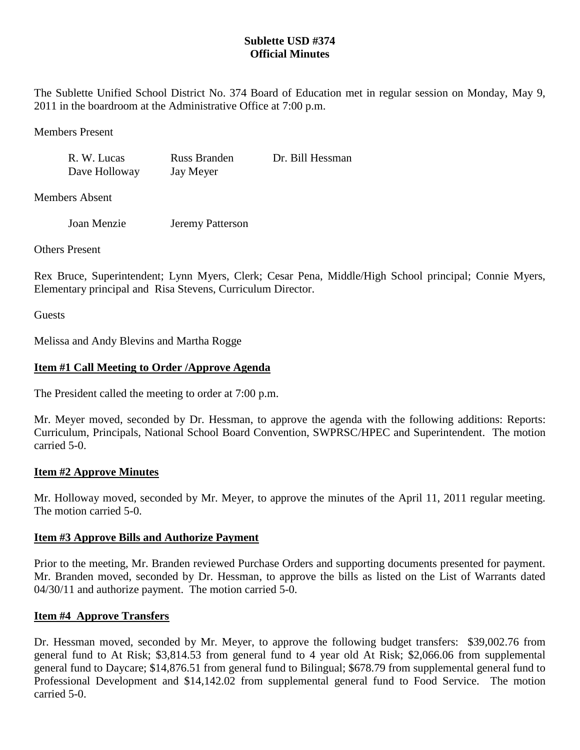# Sublette USD #374
## Official Minutes

The Sublette Unified School District No. 374 Board of Education met in regular session on Monday, May 9, 2011 in the boardroom at the Administrative Office at 7:00 p.m.

Members Present

| | | |
|---|---|---|
| R. W. Lucas | Russ Branden | Dr. Bill Hessman |
| Dave Holloway | Jay Meyer | |

Members Absent

| | |
|---|---|
| Joan Menzie | Jeremy Patterson |

Others Present

Rex Bruce, Superintendent; Lynn Myers, Clerk; Cesar Pena, Middle/High School principal; Connie Myers, Elementary principal and Risa Stevens, Curriculum Director.

Guests

Melissa and Andy Blevins and Martha Rogge

**Item #1 Call Meeting to Order /Approve Agenda**

The President called the meeting to order at 7:00 p.m.

Mr. Meyer moved, seconded by Dr. Hessman, to approve the agenda with the following additions: Reports: Curriculum, Principals, National School Board Convention, SWPRSC/HPEC and Superintendent. The motion carried 5-0.

**Item #2 Approve Minutes**

Mr. Holloway moved, seconded by Mr. Meyer, to approve the minutes of the April 11, 2011 regular meeting. The motion carried 5-0.

**Item #3 Approve Bills and Authorize Payment**

Prior to the meeting, Mr. Branden reviewed Purchase Orders and supporting documents presented for payment. Mr. Branden moved, seconded by Dr. Hessman, to approve the bills as listed on the List of Warrants dated 04/30/11 and authorize payment. The motion carried 5-0.

**Item #4 Approve Transfers**

Dr. Hessman moved, seconded by Mr. Meyer, to approve the following budget transfers: $39,002.76 from general fund to At Risk; $3,814.53 from general fund to 4 year old At Risk; $2,066.06 from supplemental general fund to Daycare; $14,876.51 from general fund to Bilingual; $678.79 from supplemental general fund to Professional Development and $14,142.02 from supplemental general fund to Food Service. The motion carried 5-0.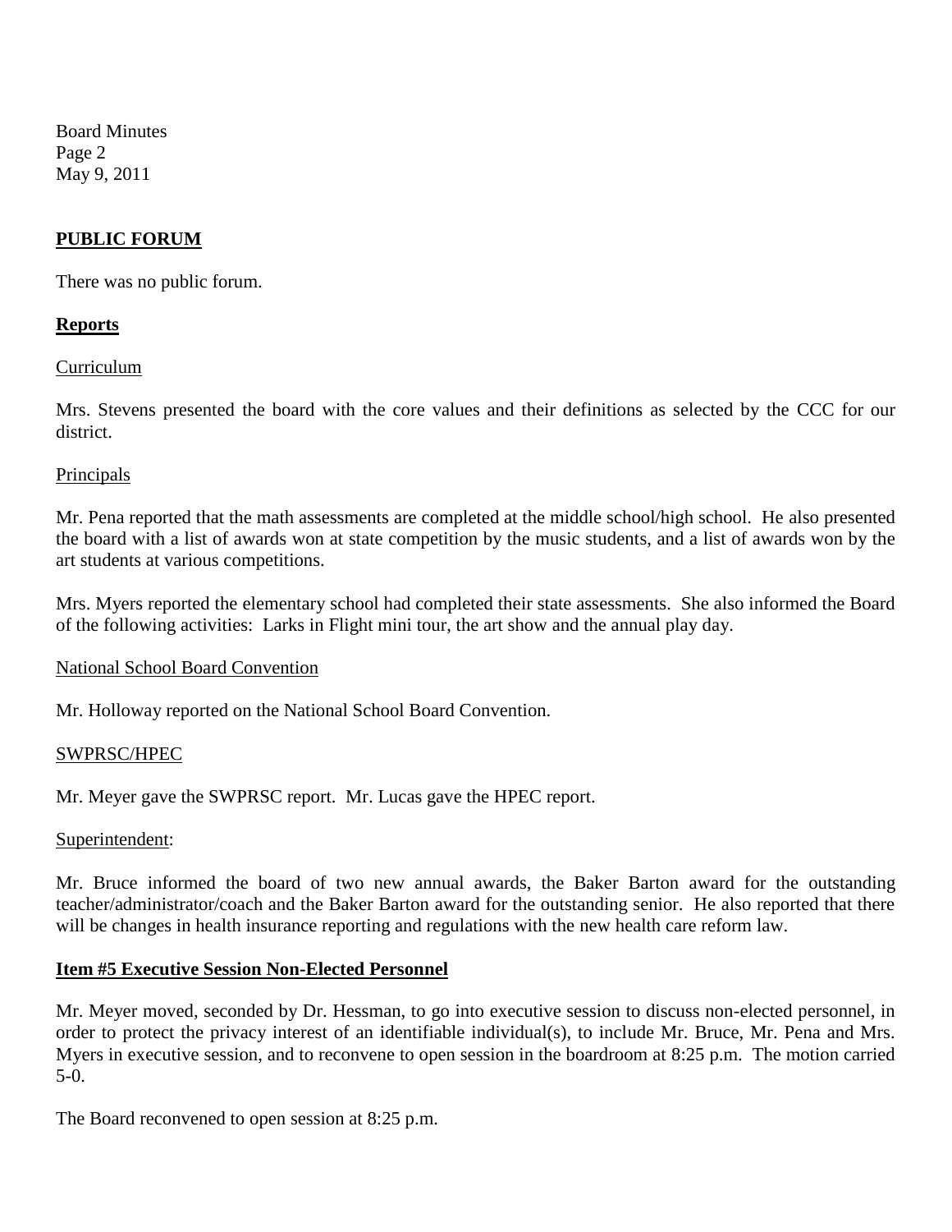## PUBLIC FORUM

There was no public forum.

## Reports

Curriculum

Mrs. Stevens presented the board with the core values and their definitions as selected by the CCC for our district.

Principals

Mr. Pena reported that the math assessments are completed at the middle school/high school. He also presented the board with a list of awards won at state competition by the music students, and a list of awards won by the art students at various competitions.

Mrs. Myers reported the elementary school had completed their state assessments. She also informed the Board of the following activities: Larks in Flight mini tour, the art show and the annual play day.

National School Board Convention

Mr. Holloway reported on the National School Board Convention.

SWPRSC/HPEC

Mr. Meyer gave the SWPRSC report. Mr. Lucas gave the HPEC report.

Superintendent:

Mr. Bruce informed the board of two new annual awards, the Baker Barton award for the outstanding teacher/administrator/coach and the Baker Barton award for the outstanding senior. He also reported that there will be changes in health insurance reporting and regulations with the new health care reform law.

## Item #5 Executive Session Non-Elected Personnel

Mr. Meyer moved, seconded by Dr. Hessman, to go into executive session to discuss non-elected personnel, in order to protect the privacy interest of an identifiable individual(s), to include Mr. Bruce, Mr. Pena and Mrs. Myers in executive session, and to reconvene to open session in the boardroom at 8:25 p.m. The motion carried 5-0.

The Board reconvened to open session at 8:25 p.m.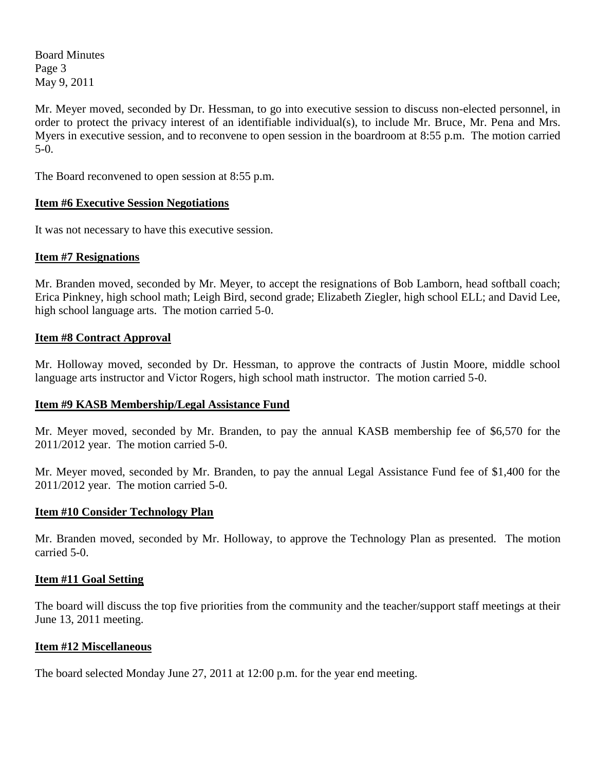Mr. Meyer moved, seconded by Dr. Hessman, to go into executive session to discuss non-elected personnel, in order to protect the privacy interest of an identifiable individual(s), to include Mr. Bruce, Mr. Pena and Mrs. Myers in executive session, and to reconvene to open session in the boardroom at 8:55 p.m. The motion carried 5-0.

The Board reconvened to open session at 8:55 p.m.

## Item #6 Executive Session Negotiations

It was not necessary to have this executive session.

## Item #7 Resignations

Mr. Branden moved, seconded by Mr. Meyer, to accept the resignations of Bob Lamborn, head softball coach; Erica Pinkney, high school math; Leigh Bird, second grade; Elizabeth Ziegler, high school ELL; and David Lee, high school language arts. The motion carried 5-0.

## Item #8 Contract Approval

Mr. Holloway moved, seconded by Dr. Hessman, to approve the contracts of Justin Moore, middle school language arts instructor and Victor Rogers, high school math instructor. The motion carried 5-0.

## Item #9 KASB Membership/Legal Assistance Fund

Mr. Meyer moved, seconded by Mr. Branden, to pay the annual KASB membership fee of $6,570 for the 2011/2012 year. The motion carried 5-0.

Mr. Meyer moved, seconded by Mr. Branden, to pay the annual Legal Assistance Fund fee of $1,400 for the 2011/2012 year. The motion carried 5-0.

## Item #10 Consider Technology Plan

Mr. Branden moved, seconded by Mr. Holloway, to approve the Technology Plan as presented. The motion carried 5-0.

## Item #11 Goal Setting

The board will discuss the top five priorities from the community and the teacher/support staff meetings at their June 13, 2011 meeting.

## Item #12 Miscellaneous

The board selected Monday June 27, 2011 at 12:00 p.m. for the year end meeting.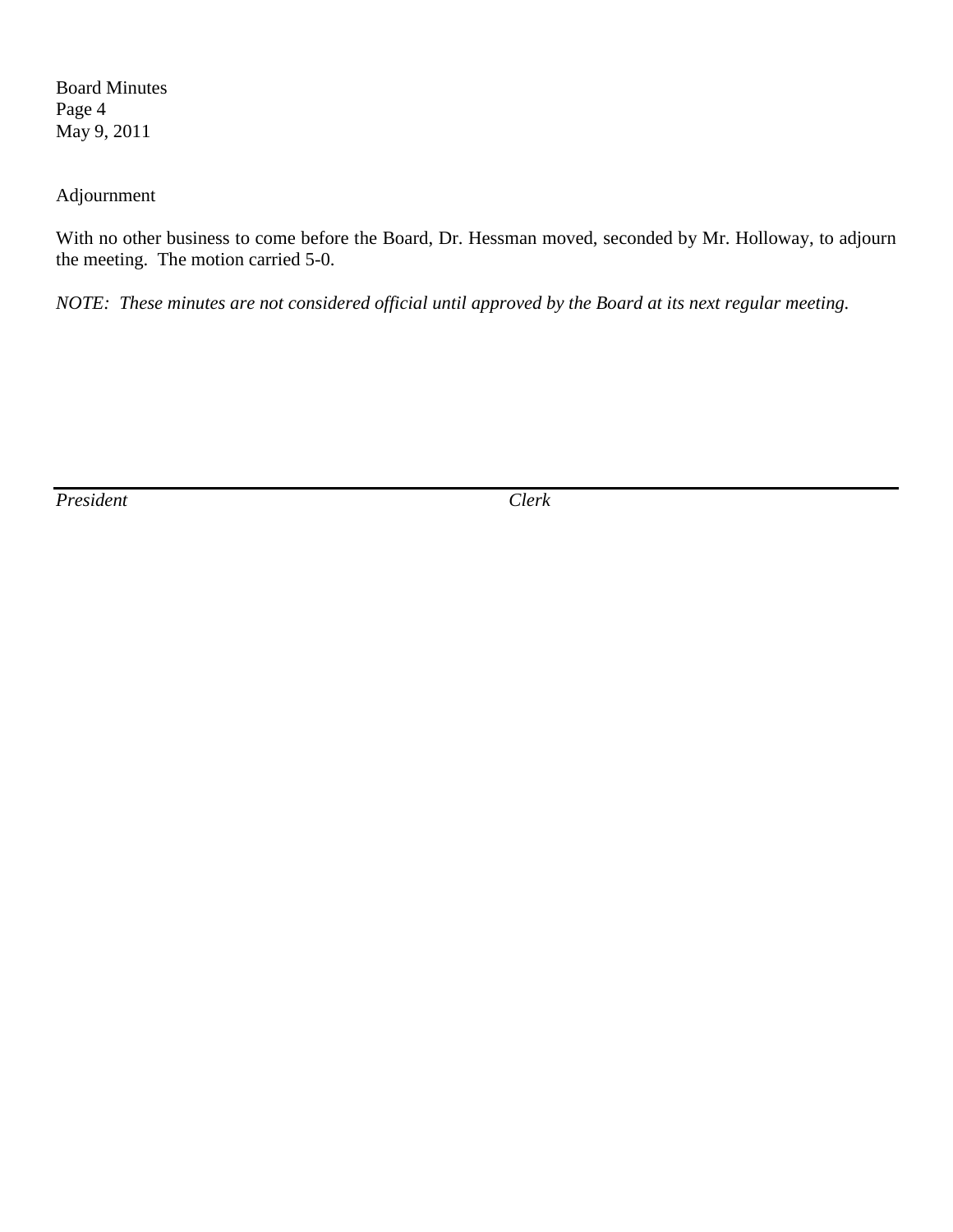Adjournment

With no other business to come before the Board, Dr. Hessman moved, seconded by Mr. Holloway, to adjourn the meeting. The motion carried 5-0.

*NOTE: These minutes are not considered official until approved by the Board at its next regular meeting.*

*President* *Clerk*